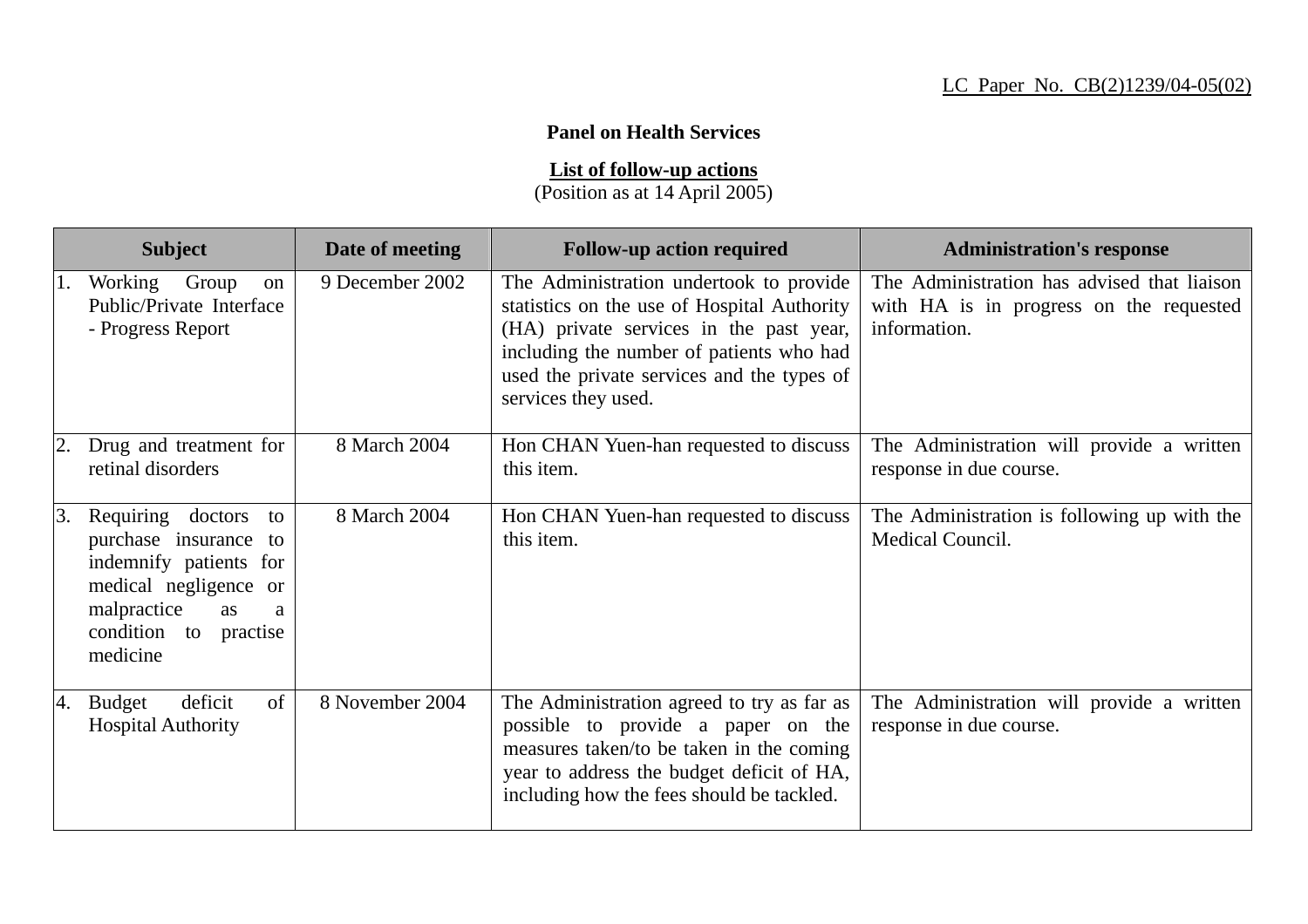LC Paper No. CB(2)1239/04-05(02)

**Panel on Health Services**

**List of follow-up actions**
(Position as at 14 April 2005)

| Subject | Date of meeting | Follow-up action required | Administration's response |
|---|---|---|---|
| 1. Working Group on Public/Private Interface - Progress Report | 9 December 2002 | The Administration undertook to provide statistics on the use of Hospital Authority (HA) private services in the past year, including the number of patients who had used the private services and the types of services they used. | The Administration has advised that liaison with HA is in progress on the requested information. |
| 2. Drug and treatment for retinal disorders | 8 March 2004 | Hon CHAN Yuen-han requested to discuss this item. | The Administration will provide a written response in due course. |
| 3. Requiring doctors to purchase insurance to indemnify patients for medical negligence or malpractice as a condition to practise medicine | 8 March 2004 | Hon CHAN Yuen-han requested to discuss this item. | The Administration is following up with the Medical Council. |
| 4. Budget deficit of Hospital Authority | 8 November 2004 | The Administration agreed to try as far as possible to provide a paper on the measures taken/to be taken in the coming year to address the budget deficit of HA, including how the fees should be tackled. | The Administration will provide a written response in due course. |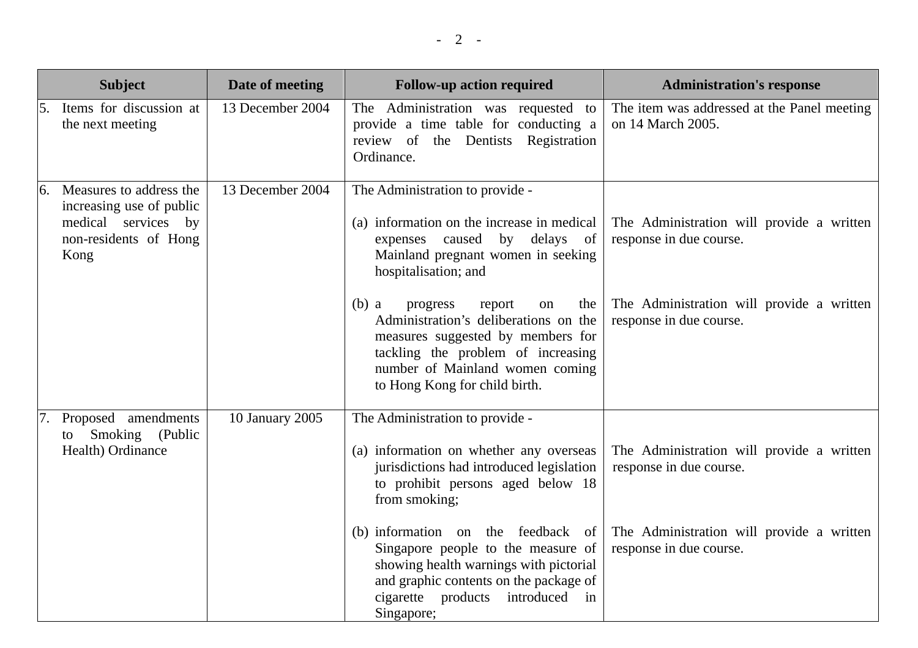| Subject | Date of meeting | Follow-up action required | Administration's response |
|---|---|---|---|
| 5. Items for discussion at the next meeting | 13 December 2004 | The Administration was requested to provide a time table for conducting a review of the Dentists Registration Ordinance. | The item was addressed at the Panel meeting on 14 March 2005. |
| 6. Measures to address the increasing use of public medical services by non-residents of Hong Kong | 13 December 2004 | The Administration to provide -<br><br>(a) information on the increase in medical expenses caused by delays of Mainland pregnant women in seeking hospitalisation; and<br><br>(b) a progress report on the Administration’s deliberations on the measures suggested by members for tackling the problem of increasing number of Mainland women coming to Hong Kong for child birth. | <br><br>The Administration will provide a written response in due course.<br><br>The Administration will provide a written response in due course. |
| 7. Proposed amendments to Smoking (Public Health) Ordinance | 10 January 2005 | The Administration to provide -<br><br>(a) information on whether any overseas jurisdictions had introduced legislation to prohibit persons aged below 18 from smoking;<br><br>(b) information on the feedback of Singapore people to the measure of showing health warnings with pictorial and graphic contents on the package of cigarette products introduced in Singapore; | <br><br>The Administration will provide a written response in due course.<br><br>The Administration will provide a written response in due course. |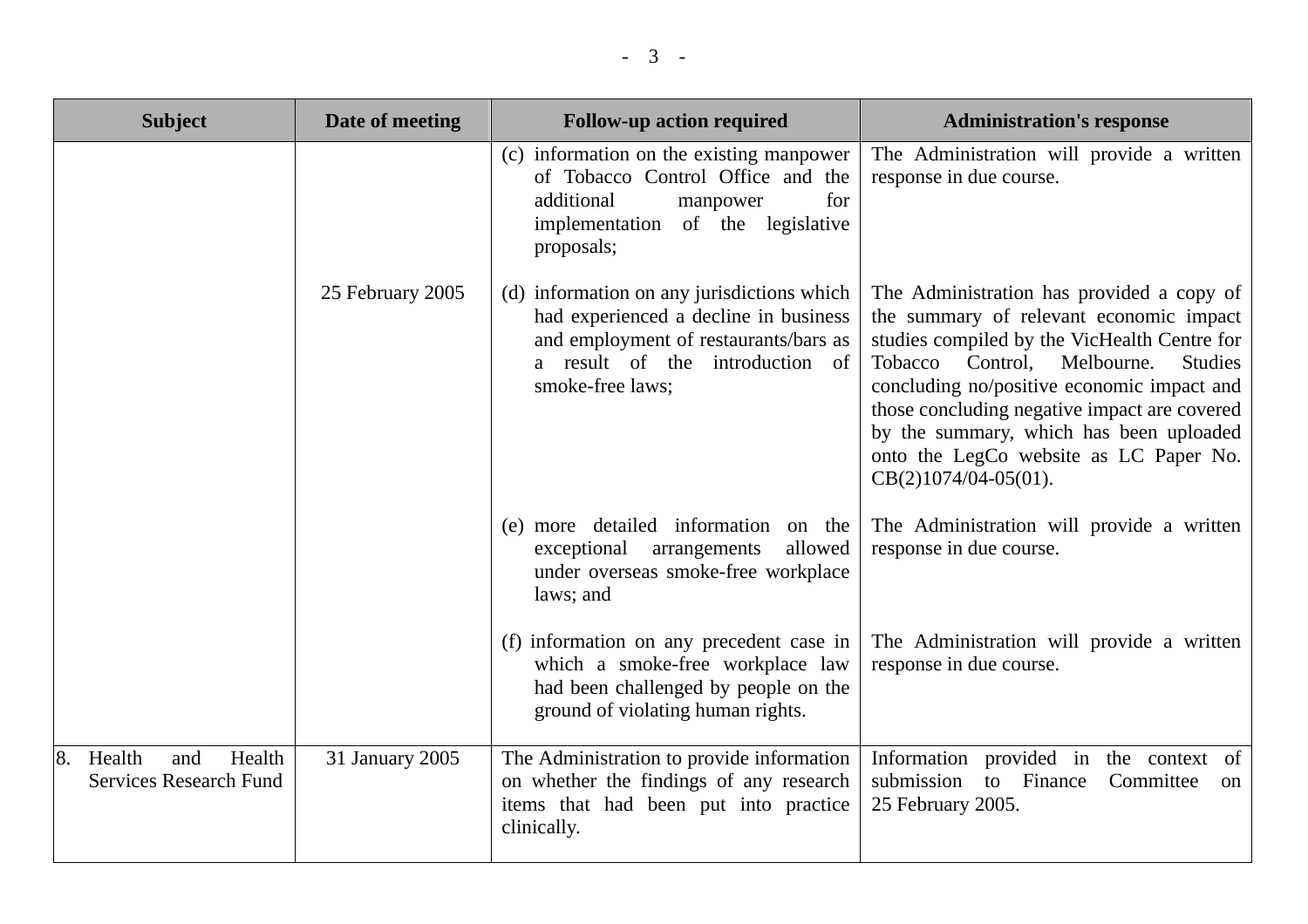| Subject | Date of meeting | Follow-up action required | Administration's response |
|---|---|---|---|
| | | (c) information on the existing manpower of Tobacco Control Office and the additional manpower for implementation of the legislative proposals; | The Administration will provide a written response in due course. |
| | 25 February 2005 | (d) information on any jurisdictions which had experienced a decline in business and employment of restaurants/bars as a result of the introduction of smoke-free laws; | The Administration has provided a copy of the summary of relevant economic impact studies compiled by the VicHealth Centre for Tobacco Control, Melbourne. Studies concluding no/positive economic impact and those concluding negative impact are covered by the summary, which has been uploaded onto the LegCo website as LC Paper No. CB(2)1074/04-05(01). |
| | | (e) more detailed information on the exceptional arrangements allowed under overseas smoke-free workplace laws; and | The Administration will provide a written response in due course. |
| | | (f) information on any precedent case in which a smoke-free workplace law had been challenged by people on the ground of violating human rights. | The Administration will provide a written response in due course. |
| 8. Health and Health Services Research Fund | 31 January 2005 | The Administration to provide information on whether the findings of any research items that had been put into practice clinically. | Information provided in the context of submission to Finance Committee on 25 February 2005. |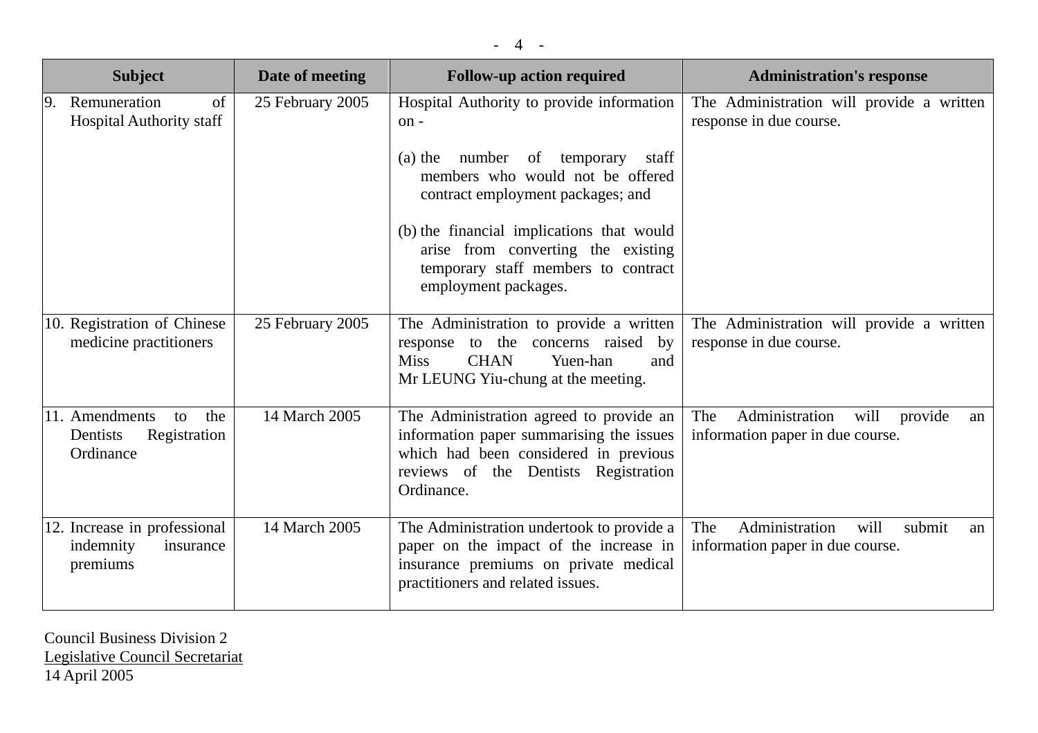| Subject | Date of meeting | Follow-up action required | Administration's response |
|---|---|---|---|
| 9. Remuneration of Hospital Authority staff | 25 February 2005 | Hospital Authority to provide information on - <br><br> (a) the number of temporary staff members who would not be offered contract employment packages; and <br><br> (b) the financial implications that would arise from converting the existing temporary staff members to contract employment packages. | The Administration will provide a written response in due course. |
| 10. Registration of Chinese medicine practitioners | 25 February 2005 | The Administration to provide a written response to the concerns raised by Miss CHAN Yuen-han and Mr LEUNG Yiu-chung at the meeting. | The Administration will provide a written response in due course. |
| 11. Amendments to the Dentists Registration Ordinance | 14 March 2005 | The Administration agreed to provide an information paper summarising the issues which had been considered in previous reviews of the Dentists Registration Ordinance. | The Administration will provide an information paper in due course. |
| 12. Increase in professional indemnity insurance premiums | 14 March 2005 | The Administration undertook to provide a paper on the impact of the increase in insurance premiums on private medical practitioners and related issues. | The Administration will submit an information paper in due course. |

Council Business Division 2
Legislative Council Secretariat
14 April 2005